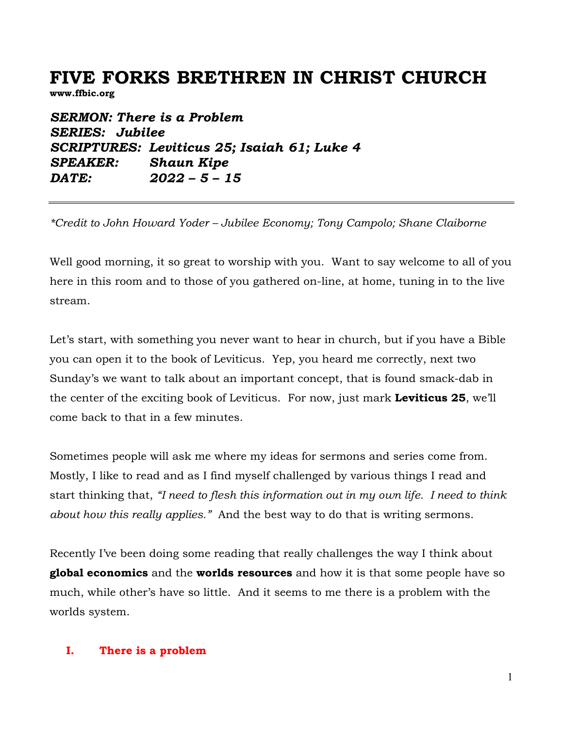# FIVE FORKS BRETHREN IN CHRIST CHURCH

**www.ffbic.org**

***SERMON: There is a Problem***
***SERIES: Jubilee***
***SCRIPTURES: Leviticus 25; Isaiah 61; Luke 4***
***SPEAKER: Shaun Kipe***
***DATE: 2022 – 5 – 15***

---

*\*Credit to John Howard Yoder – Jubilee Economy; Tony Campolo; Shane Claiborne*

Well good morning, it so great to worship with you. Want to say welcome to all of you here in this room and to those of you gathered on-line, at home, tuning in to the live stream.

Let's start, with something you never want to hear in church, but if you have a Bible you can open it to the book of Leviticus. Yep, you heard me correctly, next two Sunday's we want to talk about an important concept, that is found smack-dab in the center of the exciting book of Leviticus. For now, just mark **Leviticus 25**, we'll come back to that in a few minutes.

Sometimes people will ask me where my ideas for sermons and series come from. Mostly, I like to read and as I find myself challenged by various things I read and start thinking that, *"I need to flesh this information out in my own life. I need to think about how this really applies."* And the best way to do that is writing sermons.

Recently I've been doing some reading that really challenges the way I think about **global economics** and the **worlds resources** and how it is that some people have so much, while other's have so little. And it seems to me there is a problem with the worlds system.

## I. There is a problem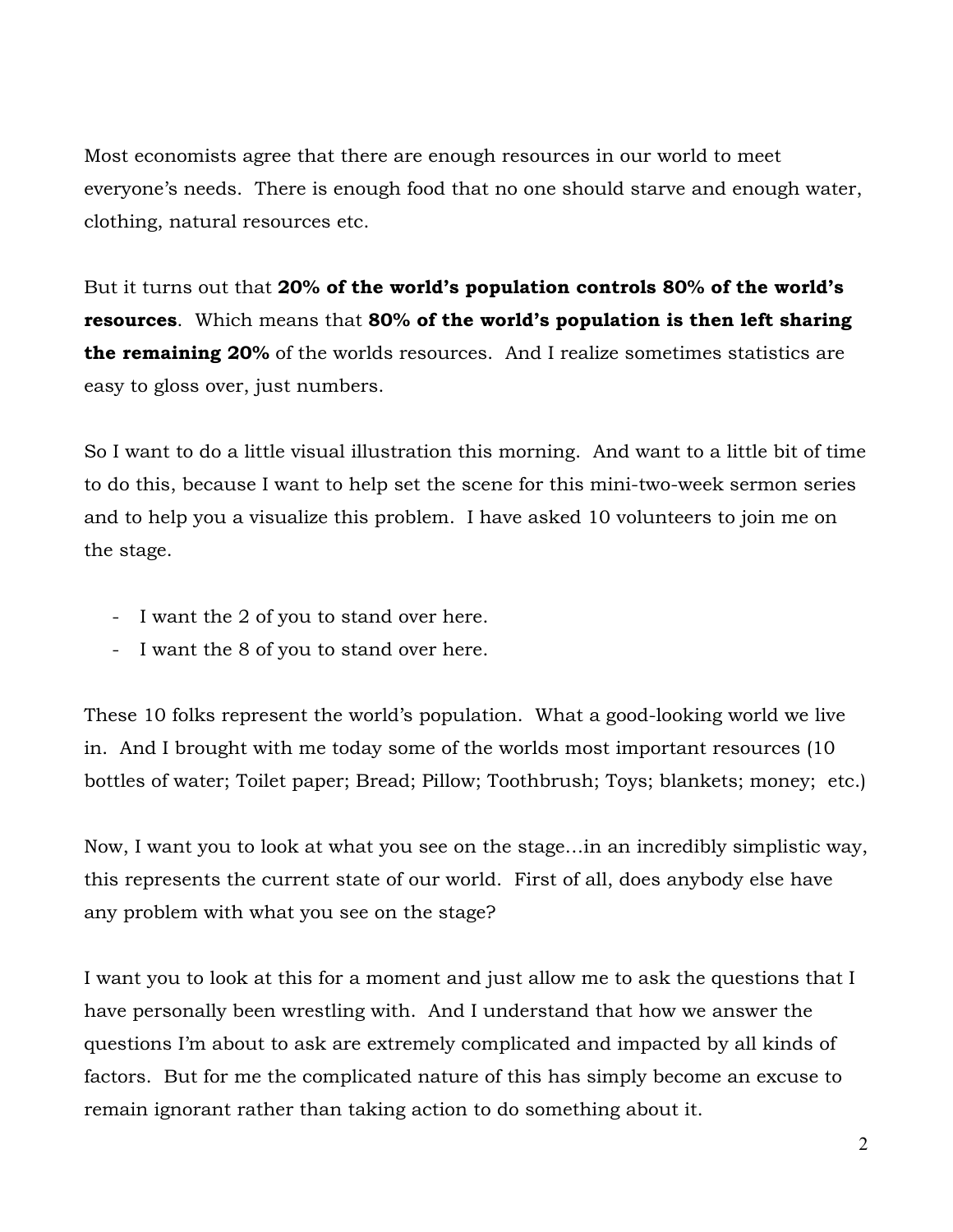Most economists agree that there are enough resources in our world to meet everyone's needs. There is enough food that no one should starve and enough water, clothing, natural resources etc.

But it turns out that **20% of the world's population controls 80% of the world's resources**. Which means that **80% of the world's population is then left sharing the remaining 20%** of the worlds resources. And I realize sometimes statistics are easy to gloss over, just numbers.

So I want to do a little visual illustration this morning. And want to a little bit of time to do this, because I want to help set the scene for this mini-two-week sermon series and to help you a visualize this problem. I have asked 10 volunteers to join me on the stage.

- I want the 2 of you to stand over here.
- I want the 8 of you to stand over here.

These 10 folks represent the world's population. What a good-looking world we live in. And I brought with me today some of the worlds most important resources (10 bottles of water; Toilet paper; Bread; Pillow; Toothbrush; Toys; blankets; money; etc.)

Now, I want you to look at what you see on the stage…in an incredibly simplistic way, this represents the current state of our world. First of all, does anybody else have any problem with what you see on the stage?

I want you to look at this for a moment and just allow me to ask the questions that I have personally been wrestling with. And I understand that how we answer the questions I'm about to ask are extremely complicated and impacted by all kinds of factors. But for me the complicated nature of this has simply become an excuse to remain ignorant rather than taking action to do something about it.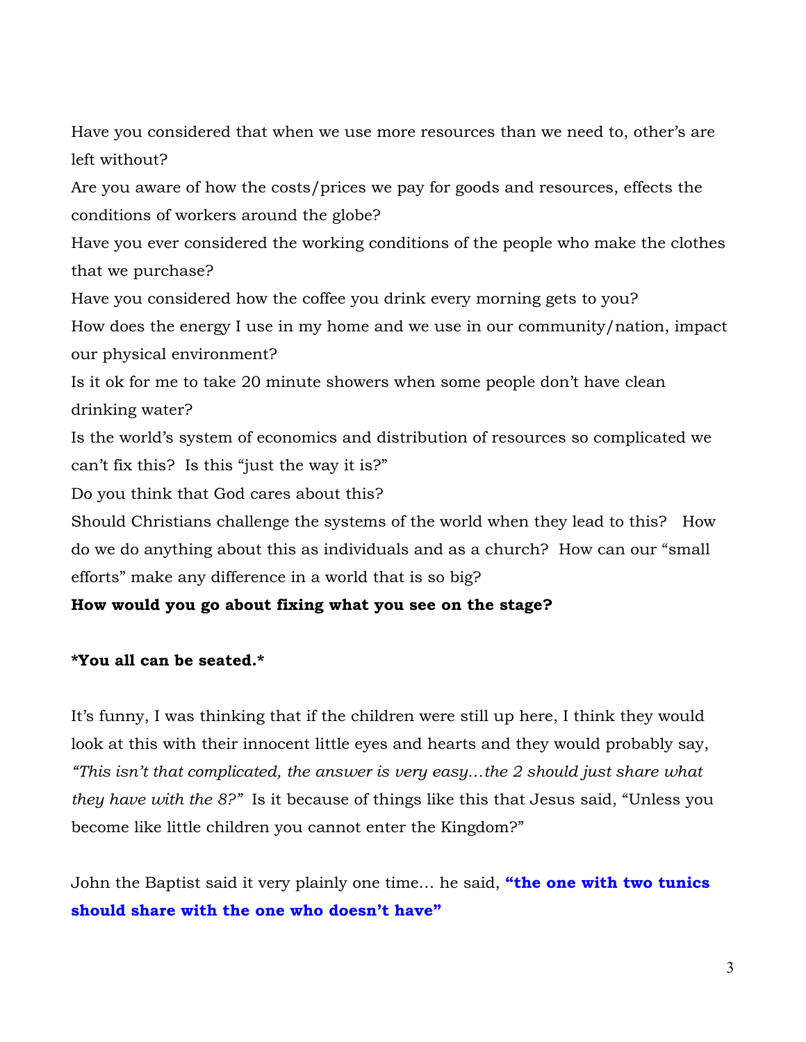Have you considered that when we use more resources than we need to, other's are left without?

Are you aware of how the costs/prices we pay for goods and resources, effects the conditions of workers around the globe?

Have you ever considered the working conditions of the people who make the clothes that we purchase?

Have you considered how the coffee you drink every morning gets to you?

How does the energy I use in my home and we use in our community/nation, impact our physical environment?

Is it ok for me to take 20 minute showers when some people don't have clean drinking water?

Is the world's system of economics and distribution of resources so complicated we can't fix this? Is this "just the way it is?"

Do you think that God cares about this?

Should Christians challenge the systems of the world when they lead to this? How do we do anything about this as individuals and as a church? How can our "small efforts" make any difference in a world that is so big?

**How would you go about fixing what you see on the stage?**

***You all can be seated.***

It's funny, I was thinking that if the children were still up here, I think they would look at this with their innocent little eyes and hearts and they would probably say, *"This isn't that complicated, the answer is very easy…the 2 should just share what they have with the 8?"* Is it because of things like this that Jesus said, "Unless you become like little children you cannot enter the Kingdom?"

John the Baptist said it very plainly one time… he said, **"the one with two tunics should share with the one who doesn't have"**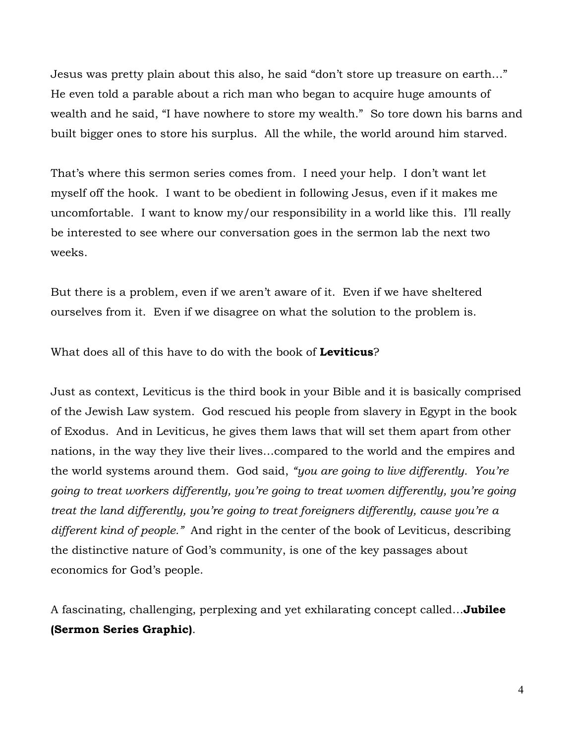Jesus was pretty plain about this also, he said "don't store up treasure on earth…" He even told a parable about a rich man who began to acquire huge amounts of wealth and he said, "I have nowhere to store my wealth." So tore down his barns and built bigger ones to store his surplus. All the while, the world around him starved.

That's where this sermon series comes from. I need your help. I don't want let myself off the hook. I want to be obedient in following Jesus, even if it makes me uncomfortable. I want to know my/our responsibility in a world like this. I'll really be interested to see where our conversation goes in the sermon lab the next two weeks.

But there is a problem, even if we aren't aware of it. Even if we have sheltered ourselves from it. Even if we disagree on what the solution to the problem is.

What does all of this have to do with the book of **Leviticus**?

Just as context, Leviticus is the third book in your Bible and it is basically comprised of the Jewish Law system. God rescued his people from slavery in Egypt in the book of Exodus. And in Leviticus, he gives them laws that will set them apart from other nations, in the way they live their lives…compared to the world and the empires and the world systems around them. God said, *"you are going to live differently. You're going to treat workers differently, you're going to treat women differently, you're going treat the land differently, you're going to treat foreigners differently, cause you're a different kind of people."* And right in the center of the book of Leviticus, describing the distinctive nature of God's community, is one of the key passages about economics for God's people.

A fascinating, challenging, perplexing and yet exhilarating concept called…**Jubilee (Sermon Series Graphic)**.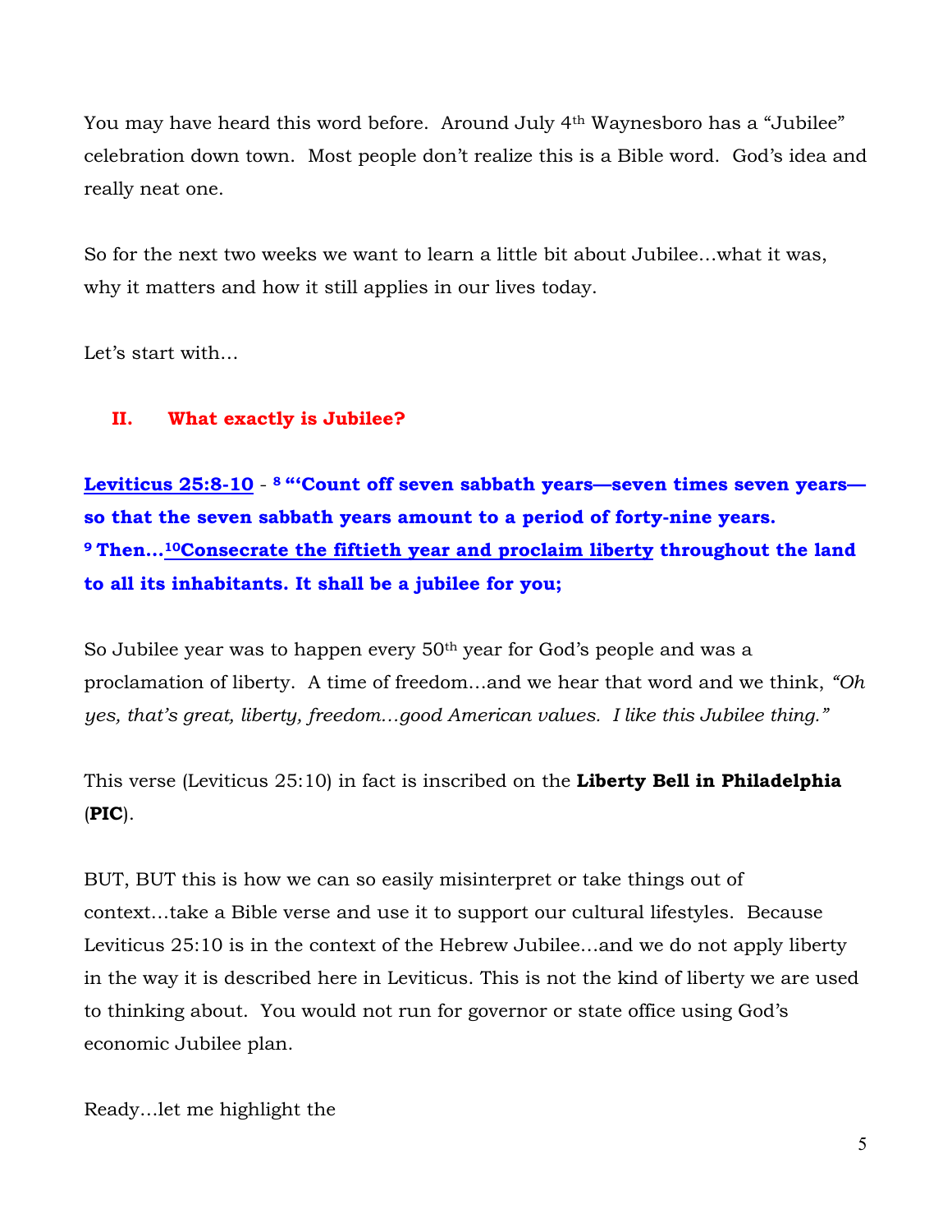You may have heard this word before. Around July 4th Waynesboro has a "Jubilee" celebration down town. Most people don't realize this is a Bible word. God's idea and really neat one.

So for the next two weeks we want to learn a little bit about Jubilee…what it was, why it matters and how it still applies in our lives today.

Let's start with…

## II. What exactly is Jubilee?

**Leviticus 25:8-10 - [8] "'Count off seven sabbath years—seven times seven years—so that the seven sabbath years amount to a period of forty-nine years. [9] Then…[10] Consecrate the fiftieth year and proclaim liberty throughout the land to all its inhabitants. It shall be a jubilee for you;**

So Jubilee year was to happen every 50th year for God's people and was a proclamation of liberty. A time of freedom…and we hear that word and we think, *"Oh yes, that's great, liberty, freedom…good American values. I like this Jubilee thing."*

This verse (Leviticus 25:10) in fact is inscribed on the **Liberty Bell in Philadelphia** (**PIC**).

BUT, BUT this is how we can so easily misinterpret or take things out of context…take a Bible verse and use it to support our cultural lifestyles. Because Leviticus 25:10 is in the context of the Hebrew Jubilee…and we do not apply liberty in the way it is described here in Leviticus. This is not the kind of liberty we are used to thinking about. You would not run for governor or state office using God's economic Jubilee plan.

Ready…let me highlight the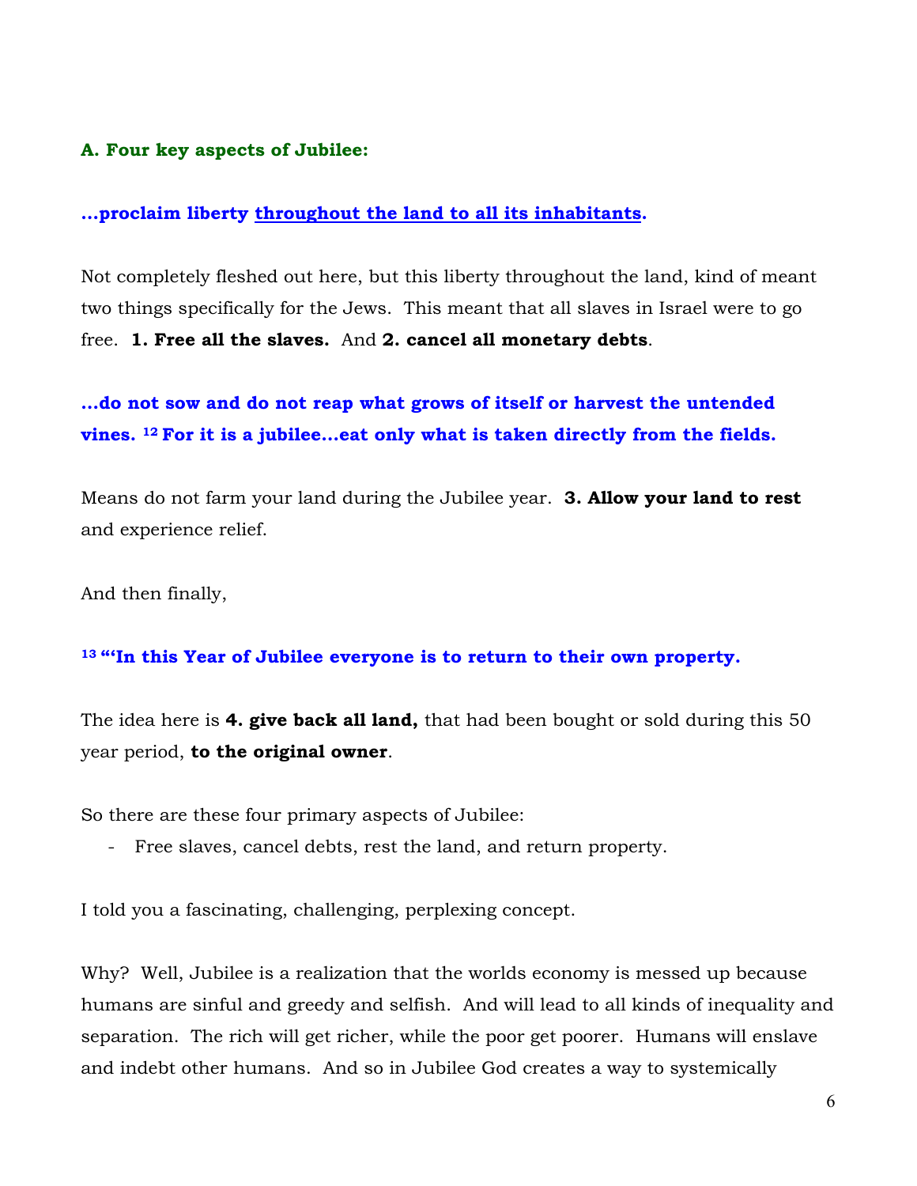### A. Four key aspects of Jubilee:

**…proclaim liberty <u>throughout the land to all its inhabitants</u>.**

Not completely fleshed out here, but this liberty throughout the land, kind of meant two things specifically for the Jews. This meant that all slaves in Israel were to go free. **1. Free all the slaves.** And **2. cancel all monetary debts**.

**…do not sow and do not reap what grows of itself or harvest the untended vines. [12] For it is a jubilee…eat only what is taken directly from the fields.**

Means do not farm your land during the Jubilee year. **3. Allow your land to rest** and experience relief.

And then finally,

**[13] "'In this Year of Jubilee everyone is to return to their own property.**

The idea here is **4. give back all land,** that had been bought or sold during this 50 year period, **to the original owner**.

So there are these four primary aspects of Jubilee:

- Free slaves, cancel debts, rest the land, and return property.

I told you a fascinating, challenging, perplexing concept.

Why? Well, Jubilee is a realization that the worlds economy is messed up because humans are sinful and greedy and selfish. And will lead to all kinds of inequality and separation. The rich will get richer, while the poor get poorer. Humans will enslave and indebt other humans. And so in Jubilee God creates a way to systemically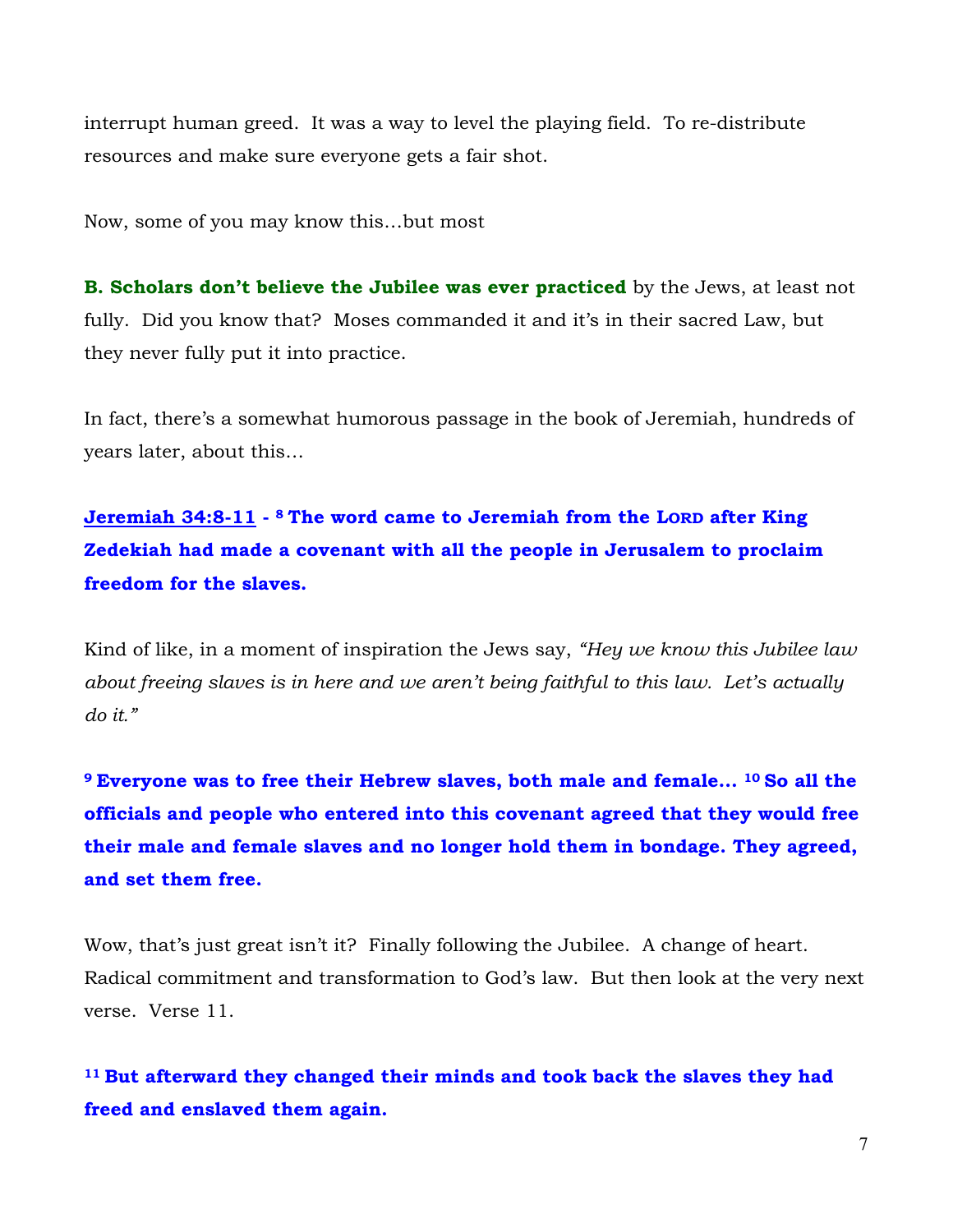interrupt human greed. It was a way to level the playing field. To re-distribute resources and make sure everyone gets a fair shot.

Now, some of you may know this…but most

**B. Scholars don't believe the Jubilee was ever practiced** by the Jews, at least not fully. Did you know that? Moses commanded it and it's in their sacred Law, but they never fully put it into practice.

In fact, there's a somewhat humorous passage in the book of Jeremiah, hundreds of years later, about this…

**Jeremiah 34:8-11 - [8] The word came to Jeremiah from the LORD after King Zedekiah had made a covenant with all the people in Jerusalem to proclaim freedom for the slaves.**

Kind of like, in a moment of inspiration the Jews say, *"Hey we know this Jubilee law about freeing slaves is in here and we aren't being faithful to this law. Let's actually do it."*

**[9] Everyone was to free their Hebrew slaves, both male and female… [10] So all the officials and people who entered into this covenant agreed that they would free their male and female slaves and no longer hold them in bondage. They agreed, and set them free.**

Wow, that's just great isn't it? Finally following the Jubilee. A change of heart. Radical commitment and transformation to God's law. But then look at the very next verse. Verse 11.

**[11] But afterward they changed their minds and took back the slaves they had freed and enslaved them again.**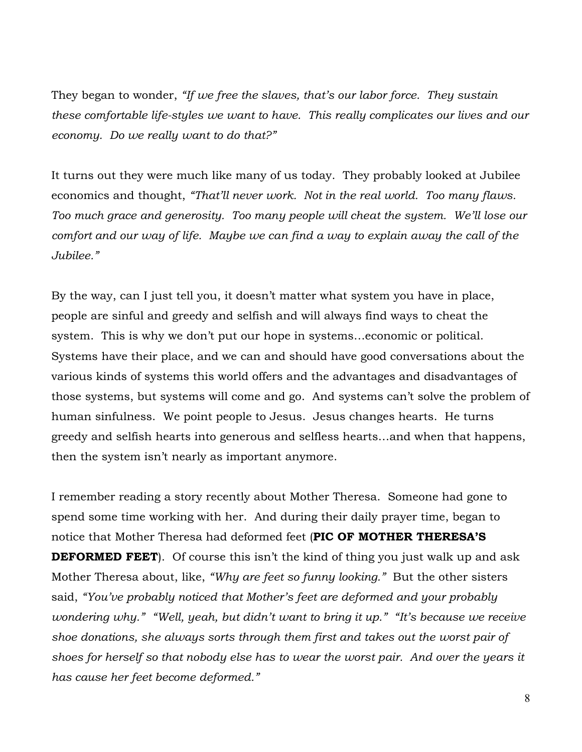They began to wonder, *"If we free the slaves, that's our labor force. They sustain these comfortable life-styles we want to have. This really complicates our lives and our economy. Do we really want to do that?"*

It turns out they were much like many of us today. They probably looked at Jubilee economics and thought, *"That'll never work. Not in the real world. Too many flaws. Too much grace and generosity. Too many people will cheat the system. We'll lose our comfort and our way of life. Maybe we can find a way to explain away the call of the Jubilee."*

By the way, can I just tell you, it doesn't matter what system you have in place, people are sinful and greedy and selfish and will always find ways to cheat the system. This is why we don't put our hope in systems…economic or political. Systems have their place, and we can and should have good conversations about the various kinds of systems this world offers and the advantages and disadvantages of those systems, but systems will come and go. And systems can't solve the problem of human sinfulness. We point people to Jesus. Jesus changes hearts. He turns greedy and selfish hearts into generous and selfless hearts…and when that happens, then the system isn't nearly as important anymore.

I remember reading a story recently about Mother Theresa. Someone had gone to spend some time working with her. And during their daily prayer time, began to notice that Mother Theresa had deformed feet (**PIC OF MOTHER THERESA'S DEFORMED FEET**). Of course this isn't the kind of thing you just walk up and ask Mother Theresa about, like, *"Why are feet so funny looking."* But the other sisters said, *"You've probably noticed that Mother's feet are deformed and your probably wondering why." "Well, yeah, but didn't want to bring it up." "It's because we receive shoe donations, she always sorts through them first and takes out the worst pair of shoes for herself so that nobody else has to wear the worst pair. And over the years it has cause her feet become deformed."*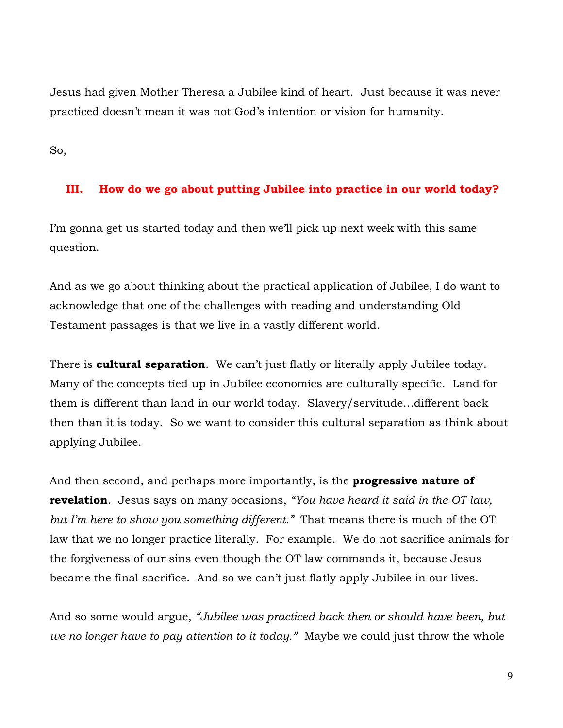Jesus had given Mother Theresa a Jubilee kind of heart. Just because it was never practiced doesn't mean it was not God's intention or vision for humanity.

So,

## III. How do we go about putting Jubilee into practice in our world today?

I'm gonna get us started today and then we'll pick up next week with this same question.

And as we go about thinking about the practical application of Jubilee, I do want to acknowledge that one of the challenges with reading and understanding Old Testament passages is that we live in a vastly different world.

There is **cultural separation**. We can't just flatly or literally apply Jubilee today. Many of the concepts tied up in Jubilee economics are culturally specific. Land for them is different than land in our world today. Slavery/servitude…different back then than it is today. So we want to consider this cultural separation as think about applying Jubilee.

And then second, and perhaps more importantly, is the **progressive nature of revelation**. Jesus says on many occasions, *"You have heard it said in the OT law, but I'm here to show you something different."* That means there is much of the OT law that we no longer practice literally. For example. We do not sacrifice animals for the forgiveness of our sins even though the OT law commands it, because Jesus became the final sacrifice. And so we can't just flatly apply Jubilee in our lives.

And so some would argue, *"Jubilee was practiced back then or should have been, but we no longer have to pay attention to it today."* Maybe we could just throw the whole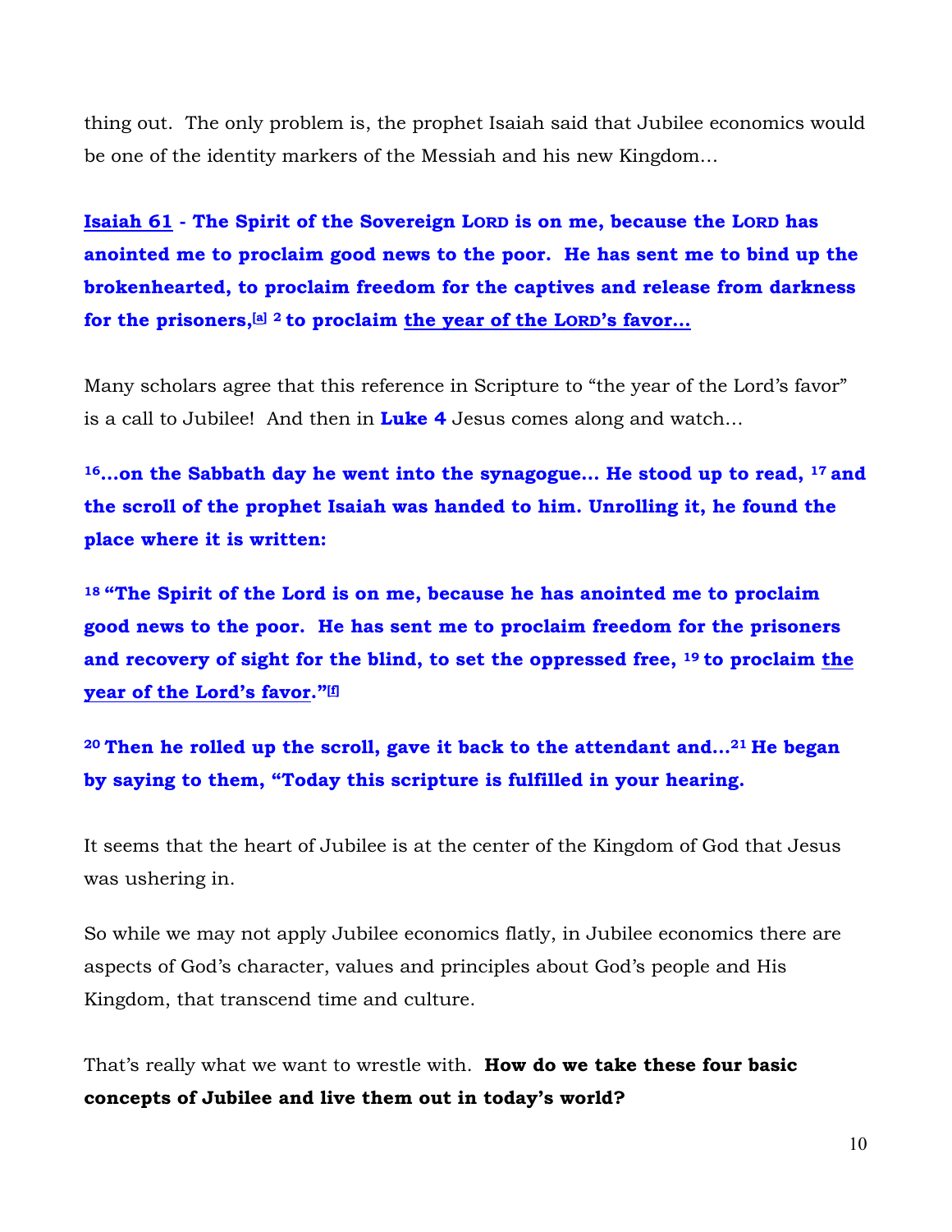thing out. The only problem is, the prophet Isaiah said that Jubilee economics would be one of the identity markers of the Messiah and his new Kingdom…

**Isaiah 61 - The Spirit of the Sovereign LORD is on me, because the LORD has anointed me to proclaim good news to the poor. He has sent me to bind up the brokenhearted, to proclaim freedom for the captives and release from darkness for the prisoners,[a] 2 to proclaim the year of the LORD's favor…**

Many scholars agree that this reference in Scripture to "the year of the Lord's favor" is a call to Jubilee! And then in **Luke 4** Jesus comes along and watch…

**16…on the Sabbath day he went into the synagogue… He stood up to read, 17 and the scroll of the prophet Isaiah was handed to him. Unrolling it, he found the place where it is written:**

**18 "The Spirit of the Lord is on me, because he has anointed me to proclaim good news to the poor. He has sent me to proclaim freedom for the prisoners and recovery of sight for the blind, to set the oppressed free, 19 to proclaim the year of the Lord's favor."[f]**

**20 Then he rolled up the scroll, gave it back to the attendant and…21 He began by saying to them, "Today this scripture is fulfilled in your hearing.**

It seems that the heart of Jubilee is at the center of the Kingdom of God that Jesus was ushering in.

So while we may not apply Jubilee economics flatly, in Jubilee economics there are aspects of God's character, values and principles about God's people and His Kingdom, that transcend time and culture.

That's really what we want to wrestle with. **How do we take these four basic concepts of Jubilee and live them out in today's world?**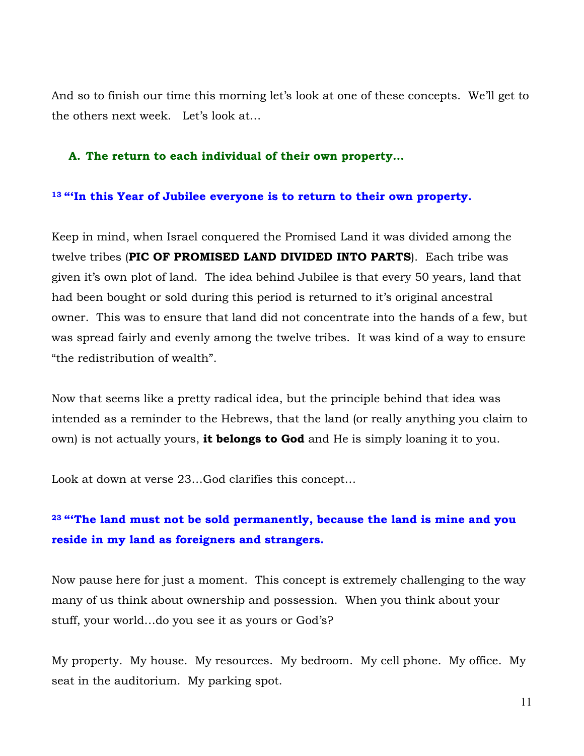And so to finish our time this morning let's look at one of these concepts. We'll get to the others next week. Let's look at…

**A. The return to each individual of their own property…**

**[13] "'In this Year of Jubilee everyone is to return to their own property.**

Keep in mind, when Israel conquered the Promised Land it was divided among the twelve tribes (**PIC OF PROMISED LAND DIVIDED INTO PARTS**). Each tribe was given it's own plot of land. The idea behind Jubilee is that every 50 years, land that had been bought or sold during this period is returned to it's original ancestral owner. This was to ensure that land did not concentrate into the hands of a few, but was spread fairly and evenly among the twelve tribes. It was kind of a way to ensure "the redistribution of wealth".

Now that seems like a pretty radical idea, but the principle behind that idea was intended as a reminder to the Hebrews, that the land (or really anything you claim to own) is not actually yours, **it belongs to God** and He is simply loaning it to you.

Look at down at verse 23…God clarifies this concept…

**[23] "'The land must not be sold permanently, because the land is mine and you reside in my land as foreigners and strangers.**

Now pause here for just a moment. This concept is extremely challenging to the way many of us think about ownership and possession. When you think about your stuff, your world…do you see it as yours or God's?

My property. My house. My resources. My bedroom. My cell phone. My office. My seat in the auditorium. My parking spot.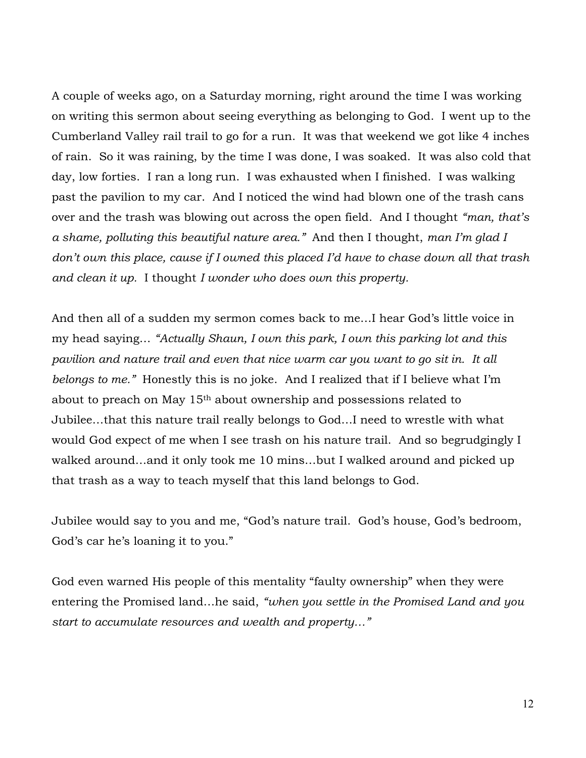A couple of weeks ago, on a Saturday morning, right around the time I was working on writing this sermon about seeing everything as belonging to God. I went up to the Cumberland Valley rail trail to go for a run. It was that weekend we got like 4 inches of rain. So it was raining, by the time I was done, I was soaked. It was also cold that day, low forties. I ran a long run. I was exhausted when I finished. I was walking past the pavilion to my car. And I noticed the wind had blown one of the trash cans over and the trash was blowing out across the open field. And I thought *"man, that's a shame, polluting this beautiful nature area."* And then I thought, *man I'm glad I don't own this place, cause if I owned this placed I'd have to chase down all that trash and clean it up.* I thought *I wonder who does own this property.*

And then all of a sudden my sermon comes back to me…I hear God's little voice in my head saying… *"Actually Shaun, I own this park, I own this parking lot and this pavilion and nature trail and even that nice warm car you want to go sit in. It all belongs to me."* Honestly this is no joke. And I realized that if I believe what I'm about to preach on May 15th about ownership and possessions related to Jubilee…that this nature trail really belongs to God…I need to wrestle with what would God expect of me when I see trash on his nature trail. And so begrudgingly I walked around…and it only took me 10 mins…but I walked around and picked up that trash as a way to teach myself that this land belongs to God.

Jubilee would say to you and me, "God's nature trail. God's house, God's bedroom, God's car he's loaning it to you."

God even warned His people of this mentality "faulty ownership" when they were entering the Promised land…he said, *"when you settle in the Promised Land and you start to accumulate resources and wealth and property…"*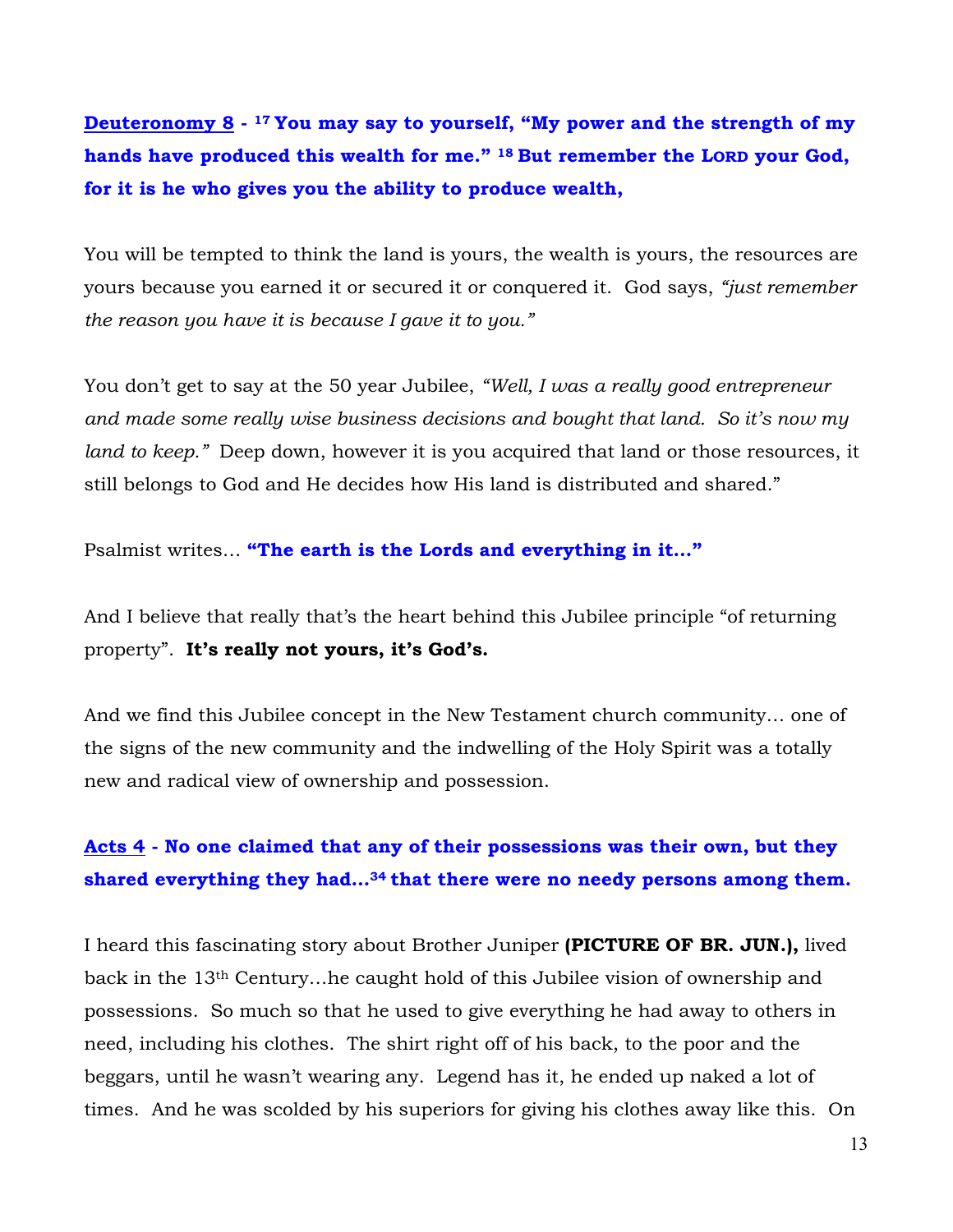**Deuteronomy 8 - 17 You may say to yourself, "My power and the strength of my hands have produced this wealth for me." 18 But remember the LORD your God, for it is he who gives you the ability to produce wealth,**

You will be tempted to think the land is yours, the wealth is yours, the resources are yours because you earned it or secured it or conquered it. God says, *"just remember the reason you have it is because I gave it to you."*

You don't get to say at the 50 year Jubilee, *"Well, I was a really good entrepreneur and made some really wise business decisions and bought that land. So it's now my land to keep."* Deep down, however it is you acquired that land or those resources, it still belongs to God and He decides how His land is distributed and shared."

Psalmist writes… **"The earth is the Lords and everything in it…"**

And I believe that really that's the heart behind this Jubilee principle "of returning property". **It's really not yours, it's God's.**

And we find this Jubilee concept in the New Testament church community… one of the signs of the new community and the indwelling of the Holy Spirit was a totally new and radical view of ownership and possession.

**Acts 4 - No one claimed that any of their possessions was their own, but they shared everything they had…34 that there were no needy persons among them.**

I heard this fascinating story about Brother Juniper **(PICTURE OF BR. JUN.),** lived back in the 13th Century…he caught hold of this Jubilee vision of ownership and possessions. So much so that he used to give everything he had away to others in need, including his clothes. The shirt right off of his back, to the poor and the beggars, until he wasn't wearing any. Legend has it, he ended up naked a lot of times. And he was scolded by his superiors for giving his clothes away like this. On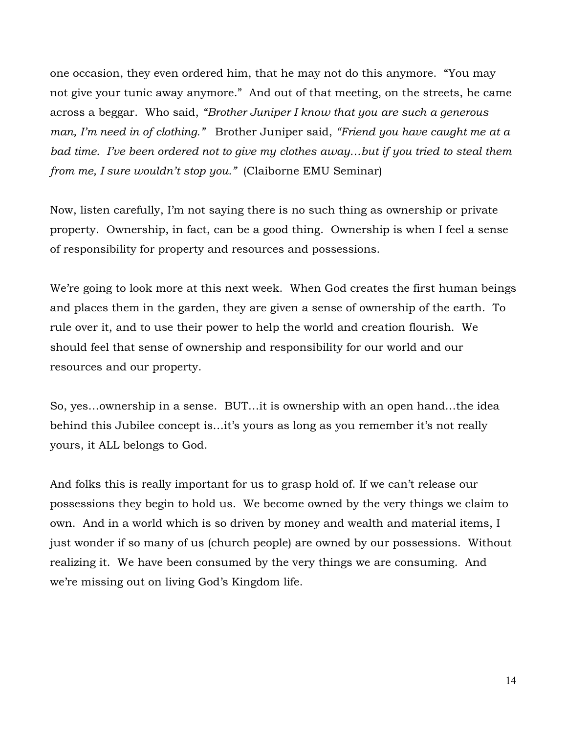one occasion, they even ordered him, that he may not do this anymore. "You may not give your tunic away anymore." And out of that meeting, on the streets, he came across a beggar. Who said, *"Brother Juniper I know that you are such a generous man, I'm need in of clothing."* Brother Juniper said, *"Friend you have caught me at a bad time. I've been ordered not to give my clothes away…but if you tried to steal them from me, I sure wouldn't stop you."* (Claiborne EMU Seminar)

Now, listen carefully, I'm not saying there is no such thing as ownership or private property. Ownership, in fact, can be a good thing. Ownership is when I feel a sense of responsibility for property and resources and possessions.

We're going to look more at this next week. When God creates the first human beings and places them in the garden, they are given a sense of ownership of the earth. To rule over it, and to use their power to help the world and creation flourish. We should feel that sense of ownership and responsibility for our world and our resources and our property.

So, yes…ownership in a sense. BUT…it is ownership with an open hand…the idea behind this Jubilee concept is…it's yours as long as you remember it's not really yours, it ALL belongs to God.

And folks this is really important for us to grasp hold of. If we can't release our possessions they begin to hold us. We become owned by the very things we claim to own. And in a world which is so driven by money and wealth and material items, I just wonder if so many of us (church people) are owned by our possessions. Without realizing it. We have been consumed by the very things we are consuming. And we're missing out on living God's Kingdom life.